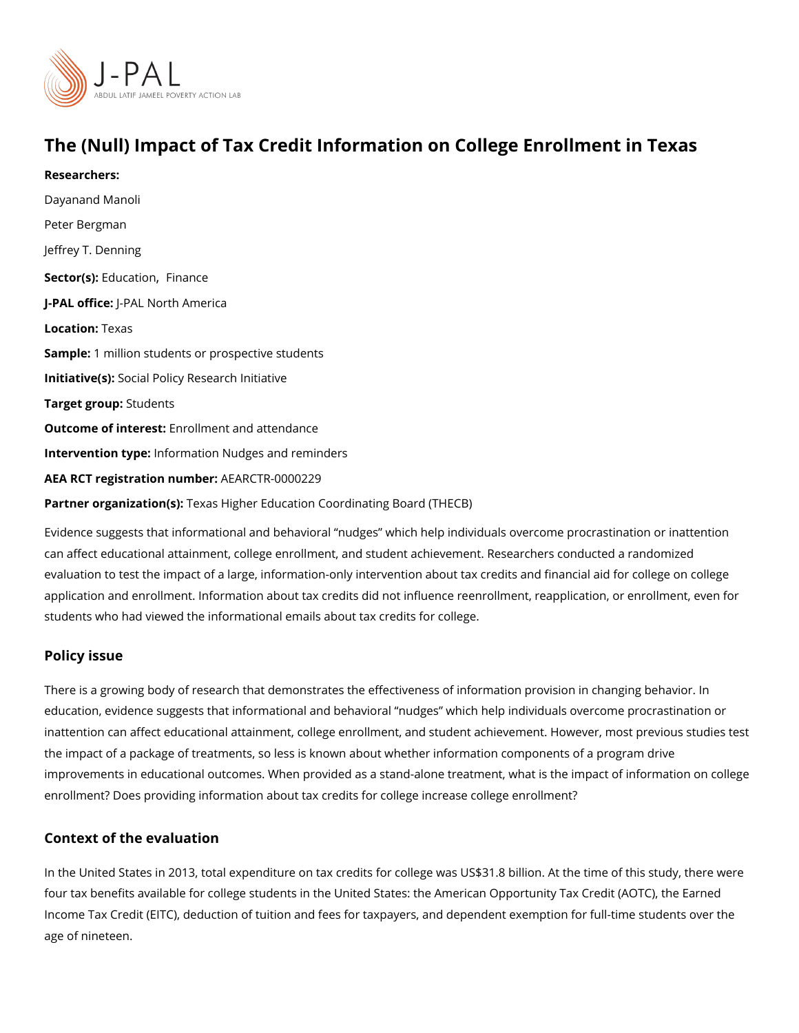# The (Null) Impact of Tax Credit Information on College Enrollment in Texas

**Researchers:**

Dayanand Manoli

Peter Bergman

Jeffrey T. Denning

**Sector(s):** Education, Finance

**J-PAL office:** J-PAL North America

**Location:** Texas

**Sample:** 1 million students or prospective students

**Initiative(s):** Social Policy Research Initiative

**Target group:** Students

**Outcome of interest:** Enrollment and attendance

**Intervention type:** Information Nudges and reminders

**AEA RCT registration number:** AEARCTR-0000229

**Partner organization(s):** Texas Higher Education Coordinating Board (THECB)

Evidence suggests that informational and behavioral "nudges" which help individuals overcome procrastination or inattention can affect educational attainment, college enrollment, and student achievement. Researchers conducted a randomized evaluation to test the impact of a large, information-only intervention about tax credits and financial aid for college on college application and enrollment. Information about tax credits did not influence reenrollment, reapplication, or enrollment, even for students who had viewed the informational emails about tax credits for college.

## Policy issue

There is a growing body of research that demonstrates the effectiveness of information provision in changing behavior. In education, evidence suggests that informational and behavioral "nudges" which help individuals overcome procrastination or inattention can affect educational attainment, college enrollment, and student achievement. However, most previous studies test the impact of a package of treatments, so less is known about whether information components of a program drive improvements in educational outcomes. When provided as a stand-alone treatment, what is the impact of information on college enrollment? Does providing information about tax credits for college increase college enrollment?

## Context of the evaluation

In the United States in 2013, total expenditure on tax credits for college was US$31.8 billion. At the time of this study, there were four tax benefits available for college students in the United States: the American Opportunity Tax Credit (AOTC), the Earned Income Tax Credit (EITC), deduction of tuition and fees for taxpayers, and dependent exemption for full-time students over the age of nineteen.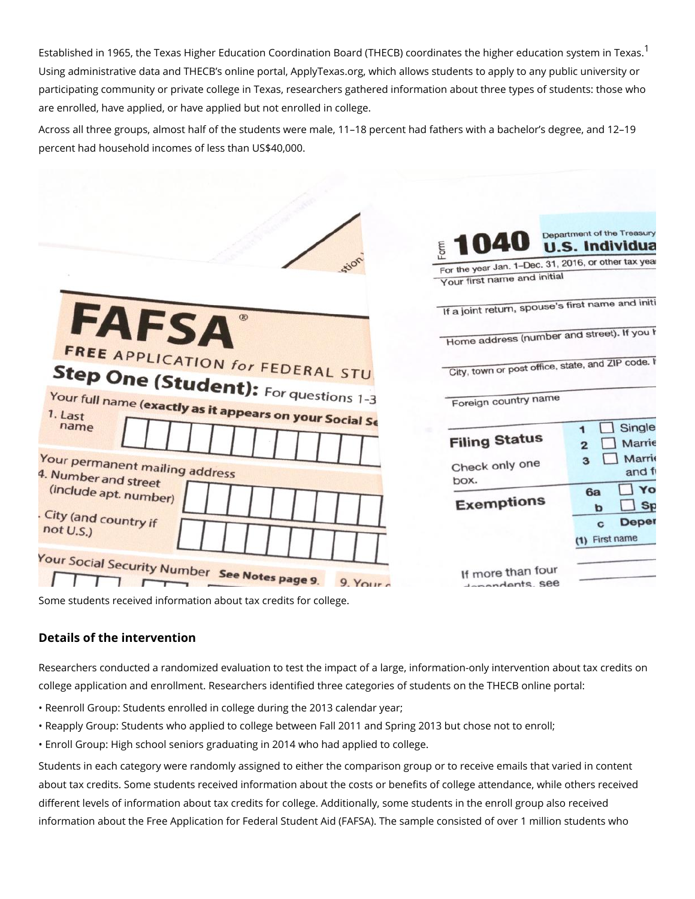Established in 1965, the Texas Higher Education Coordination Board (THECB) coordinates the higher education system in Texas.[1] Using administrative data and THECB's online portal, ApplyTexas.org, which allows students to apply to any public university or participating community or private college in Texas, researchers gathered information about three types of students: those who are enrolled, have applied, or have applied but not enrolled in college.

Across all three groups, almost half of the students were male, 11–18 percent had fathers with a bachelor's degree, and 12–19 percent had household incomes of less than US$40,000.

Some students received information about tax credits for college.

## Details of the intervention

Researchers conducted a randomized evaluation to test the impact of a large, information-only intervention about tax credits on college application and enrollment. Researchers identified three categories of students on the THECB online portal:

- Reenroll Group: Students enrolled in college during the 2013 calendar year;
- Reapply Group: Students who applied to college between Fall 2011 and Spring 2013 but chose not to enroll;
- Enroll Group: High school seniors graduating in 2014 who had applied to college.

Students in each category were randomly assigned to either the comparison group or to receive emails that varied in content about tax credits. Some students received information about the costs or benefits of college attendance, while others received different levels of information about tax credits for college. Additionally, some students in the enroll group also received information about the Free Application for Federal Student Aid (FAFSA). The sample consisted of over 1 million students who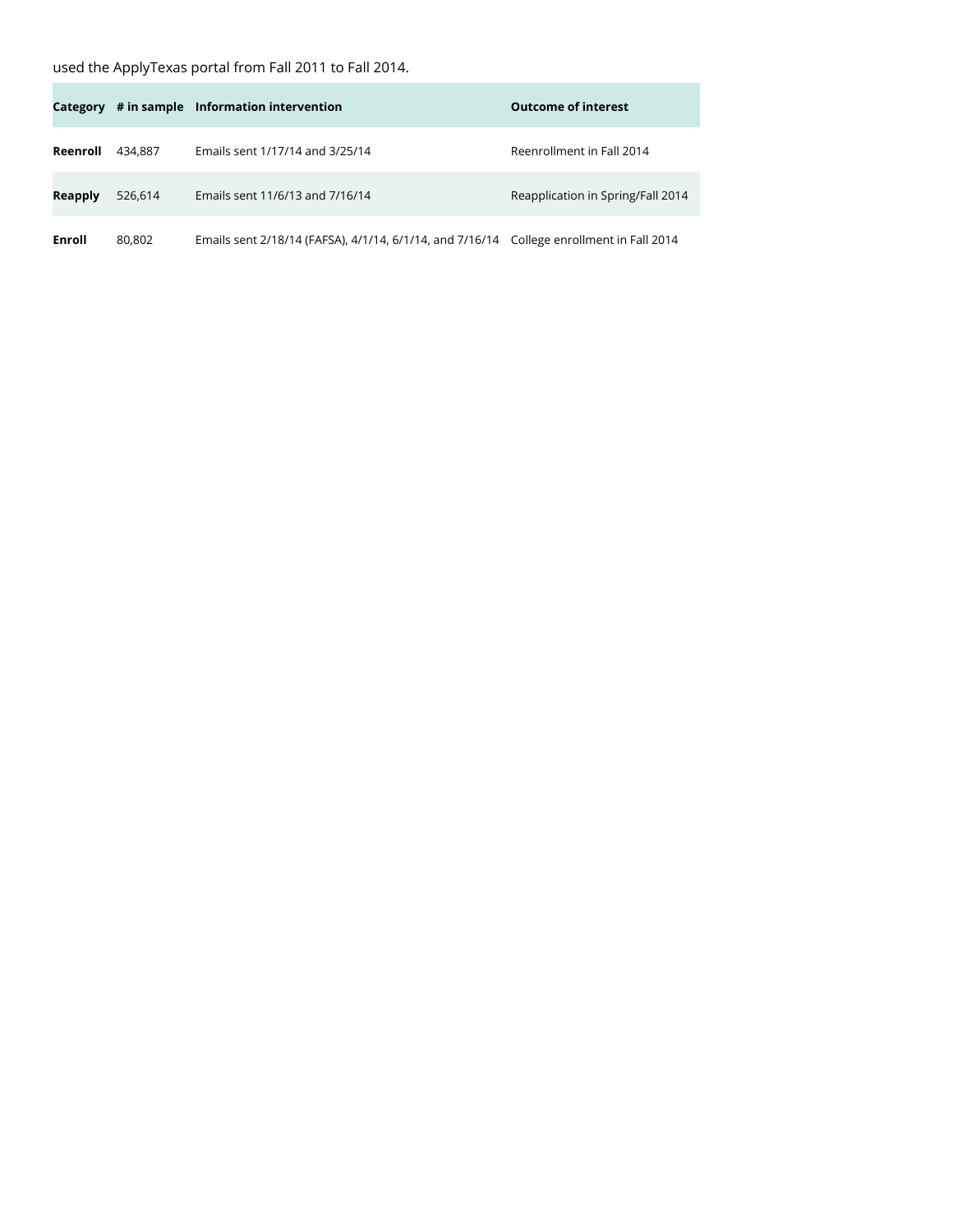used the ApplyTexas portal from Fall 2011 to Fall 2014.

| Category | # in sample | Information intervention | Outcome of interest |
|---|---|---|---|
| **Reenroll** | 434,887 | Emails sent 1/17/14 and 3/25/14 | Reenrollment in Fall 2014 |
| **Reapply** | 526,614 | Emails sent 11/6/13 and 7/16/14 | Reapplication in Spring/Fall 2014 |
| **Enroll** | 80,802 | Emails sent 2/18/14 (FAFSA), 4/1/14, 6/1/14, and 7/16/14 | College enrollment in Fall 2014 |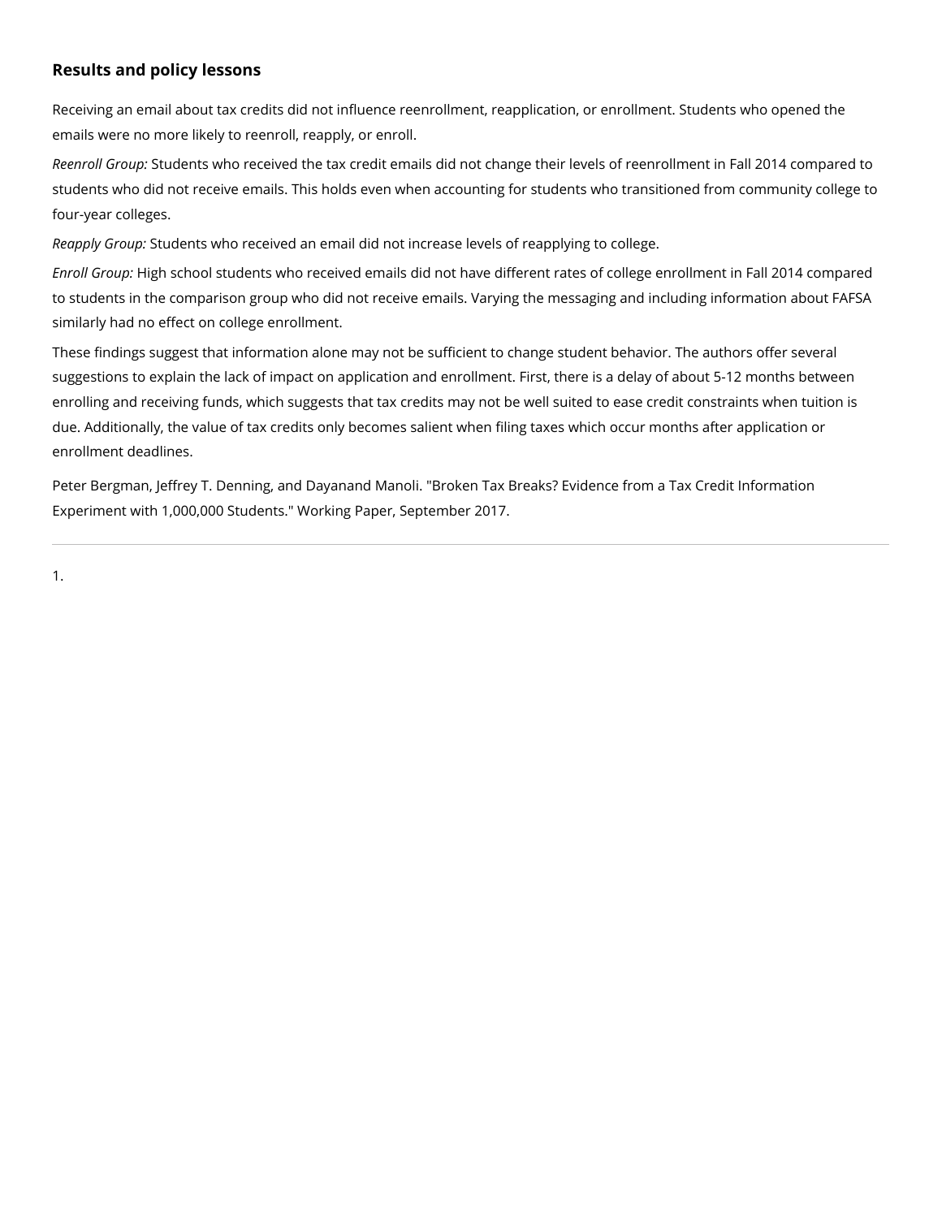## Results and policy lessons

Receiving an email about tax credits did not influence reenrollment, reapplication, or enrollment. Students who opened the emails were no more likely to reenroll, reapply, or enroll.

*Reenroll Group:* Students who received the tax credit emails did not change their levels of reenrollment in Fall 2014 compared to students who did not receive emails. This holds even when accounting for students who transitioned from community college to four-year colleges.

*Reapply Group:* Students who received an email did not increase levels of reapplying to college.

*Enroll Group:* High school students who received emails did not have different rates of college enrollment in Fall 2014 compared to students in the comparison group who did not receive emails. Varying the messaging and including information about FAFSA similarly had no effect on college enrollment.

These findings suggest that information alone may not be sufficient to change student behavior. The authors offer several suggestions to explain the lack of impact on application and enrollment. First, there is a delay of about 5-12 months between enrolling and receiving funds, which suggests that tax credits may not be well suited to ease credit constraints when tuition is due. Additionally, the value of tax credits only becomes salient when filing taxes which occur months after application or enrollment deadlines.

Peter Bergman, Jeffrey T. Denning, and Dayanand Manoli. "Broken Tax Breaks? Evidence from a Tax Credit Information Experiment with 1,000,000 Students." Working Paper, September 2017.

---

1.